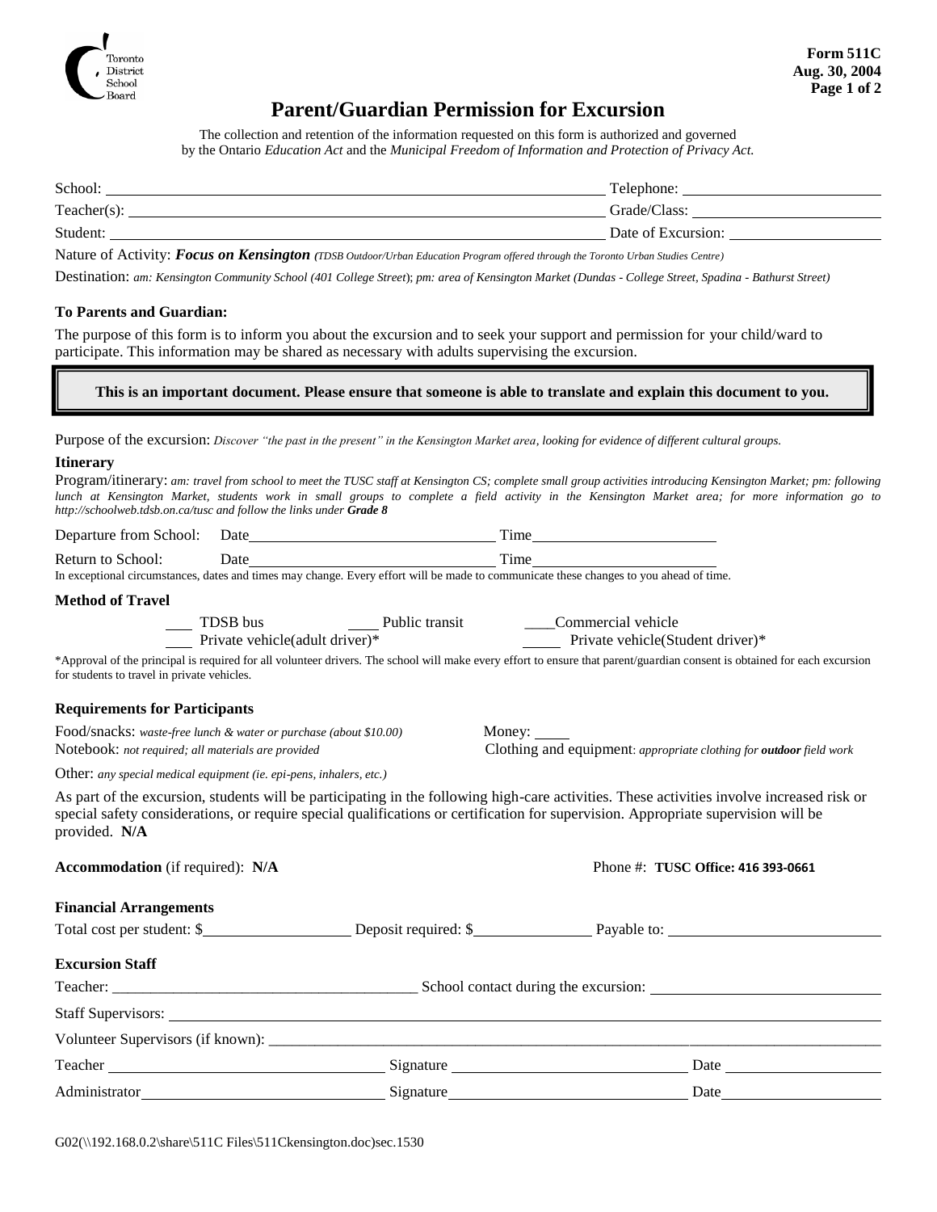Toronto District School Board

**Form 511C**
**Aug. 30, 2004**

# Parent/Guardian Permission for Excursion

The collection and retention of the information requested on this form is authorized and governed by the Ontario *Education Act* and the *Municipal Freedom of Information and Protection of Privacy Act.*

School: ______________________ Telephone: ______________________

Teacher(s): ______________________ Grade/Class: ______________________

Student: ______________________ Date of Excursion: ______________________

Nature of Activity: ***Focus on Kensington*** *(TDSB Outdoor/Urban Education Program offered through the Toronto Urban Studies Centre)*

Destination: *am: Kensington Community School (401 College Street*); *pm: area of Kensington Market (Dundas - College Street, Spadina - Bathurst Street)*

**To Parents and Guardian:**

The purpose of this form is to inform you about the excursion and to seek your support and permission for your child/ward to participate. This information may be shared as necessary with adults supervising the excursion.

**This is an important document. Please ensure that someone is able to translate and explain this document to you.**

Purpose of the excursion: *Discover "the past in the present" in the Kensington Market area, looking for evidence of different cultural groups.*

**Itinerary**

Program/itinerary: *am: travel from school to meet the TUSC staff at Kensington CS; complete small group activities introducing Kensington Market; pm: following lunch at Kensington Market, students work in small groups to complete a field activity in the Kensington Market area; for more information go to http://schoolweb.tdsb.on.ca/tusc and follow the links under **Grade 8***

Departure from School: Date ______________________ Time ______________________

Return to School: Date ______________________ Time ______________________

In exceptional circumstances, dates and times may change. Every effort will be made to communicate these changes to you ahead of time.

**Method of Travel**

___ TDSB bus ___ Public transit ___ Commercial vehicle

___ Private vehicle(adult driver)* ___ Private vehicle(Student driver)*

*Approval of the principal is required for all volunteer drivers. The school will make every effort to ensure that parent/guardian consent is obtained for each excursion for students to travel in private vehicles.

**Requirements for Participants**

Food/snacks: *waste-free lunch & water or purchase (about $10.00)* Money: _____

Notebook: *not required; all materials are provided* Clothing and equipment: *appropriate clothing for **outdoor** field work*

Other: *any special medical equipment (ie. epi-pens, inhalers, etc.)*

As part of the excursion, students will be participating in the following high-care activities. These activities involve increased risk or special safety considerations, or require special qualifications or certification for supervision. Appropriate supervision will be provided. **N/A**

**Accommodation** (if required): **N/A** Phone #: **TUSC Office: 416 393-0661**

**Financial Arrangements**

Total cost per student: $__________ Deposit required: $__________ Payable to: ______________________

**Excursion Staff**

Teacher: ______________________ School contact during the excursion: ______________________

Staff Supervisors: ______________________

Volunteer Supervisors (if known): ______________________

Teacher ______________________ Signature ______________________ Date ______________________

Administrator ______________________ Signature ______________________ Date ______________________

G02(\\192.168.0.2\share\511C Files\511Ckensington.doc)sec.1530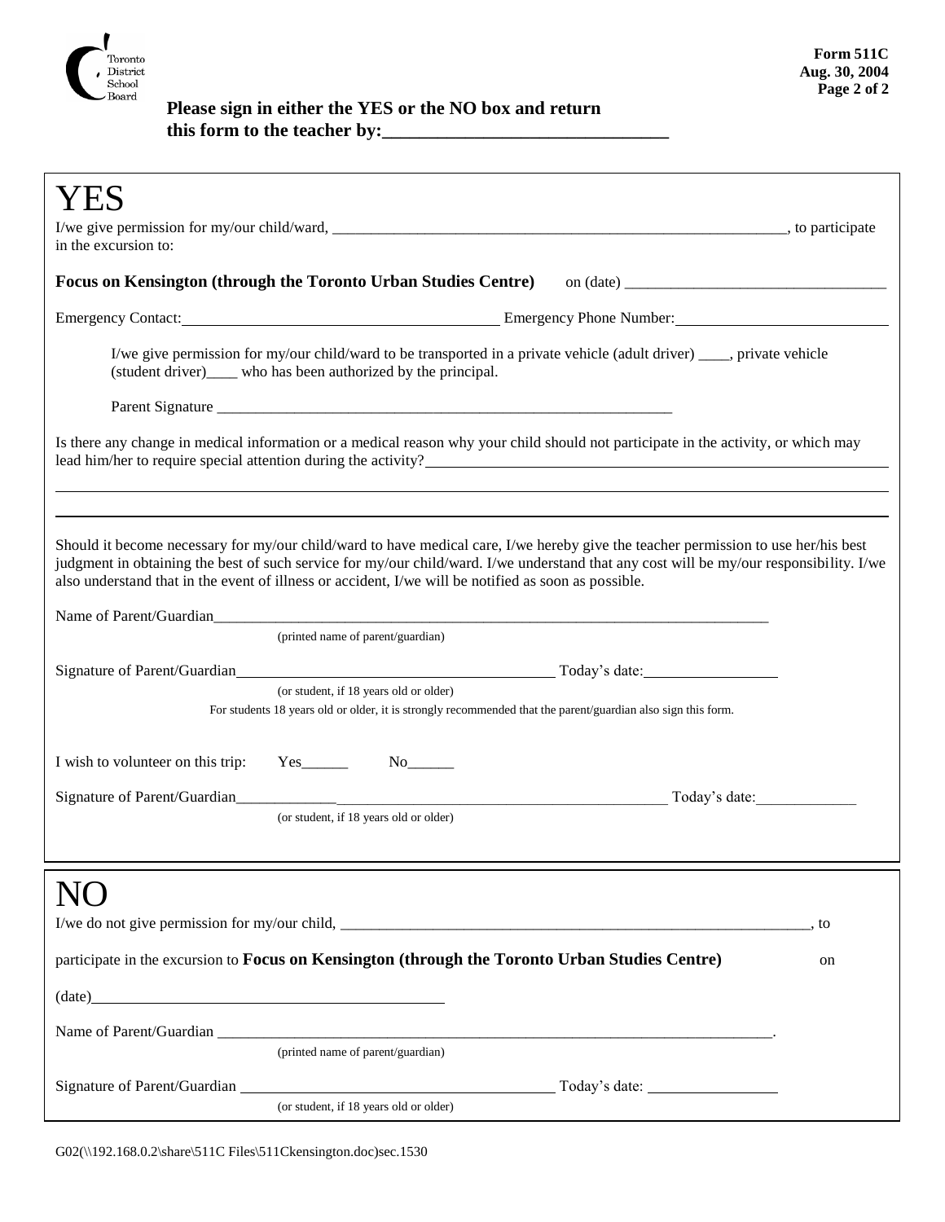Form 511C
Aug. 30, 2004

**Please sign in either the YES or the NO box and return this form to the teacher by:______________________________**

# YES

I/we give permission for my/our child/ward, ____________________________________________________________, to participate in the excursion to:

**Focus on Kensington (through the Toronto Urban Studies Centre)** on (date) _________________________________

Emergency Contact: ________________________________________ Emergency Phone Number: ___________________________

I/we give permission for my/our child/ward to be transported in a private vehicle (adult driver) ____, private vehicle (student driver)____ who has been authorized by the principal.

Parent Signature ____________________________________________________________

Is there any change in medical information or a medical reason why your child should not participate in the activity, or which may lead him/her to require special attention during the activity? ____________________________________________________________

____________________________________________________________

____________________________________________________________

Should it become necessary for my/our child/ward to have medical care, I/we hereby give the teacher permission to use her/his best judgment in obtaining the best of such service for my/our child/ward. I/we understand that any cost will be my/our responsibility. I/we also understand that in the event of illness or accident, I/we will be notified as soon as possible.

Name of Parent/Guardian____________________________________________________________
(printed name of parent/guardian)

Signature of Parent/Guardian________________________________________ Today's date: _________________
(or student, if 18 years old or older)

For students 18 years old or older, it is strongly recommended that the parent/guardian also sign this form.

I wish to volunteer on this trip: Yes______ No______

Signature of Parent/Guardian________________________________________ Today's date: _____________
(or student, if 18 years old or older)

# NO

I/we do not give permission for my/our child, ____________________________________________________________, to

participate in the excursion to **Focus on Kensington (through the Toronto Urban Studies Centre)** on

(date) ______________________________________________

Name of Parent/Guardian ____________________________________________________________.
(printed name of parent/guardian)

Signature of Parent/Guardian ________________________________________ Today's date: _________________
(or student, if 18 years old or older)

G02(\\192.168.0.2\share\511C Files\511Ckensington.doc)sec.1530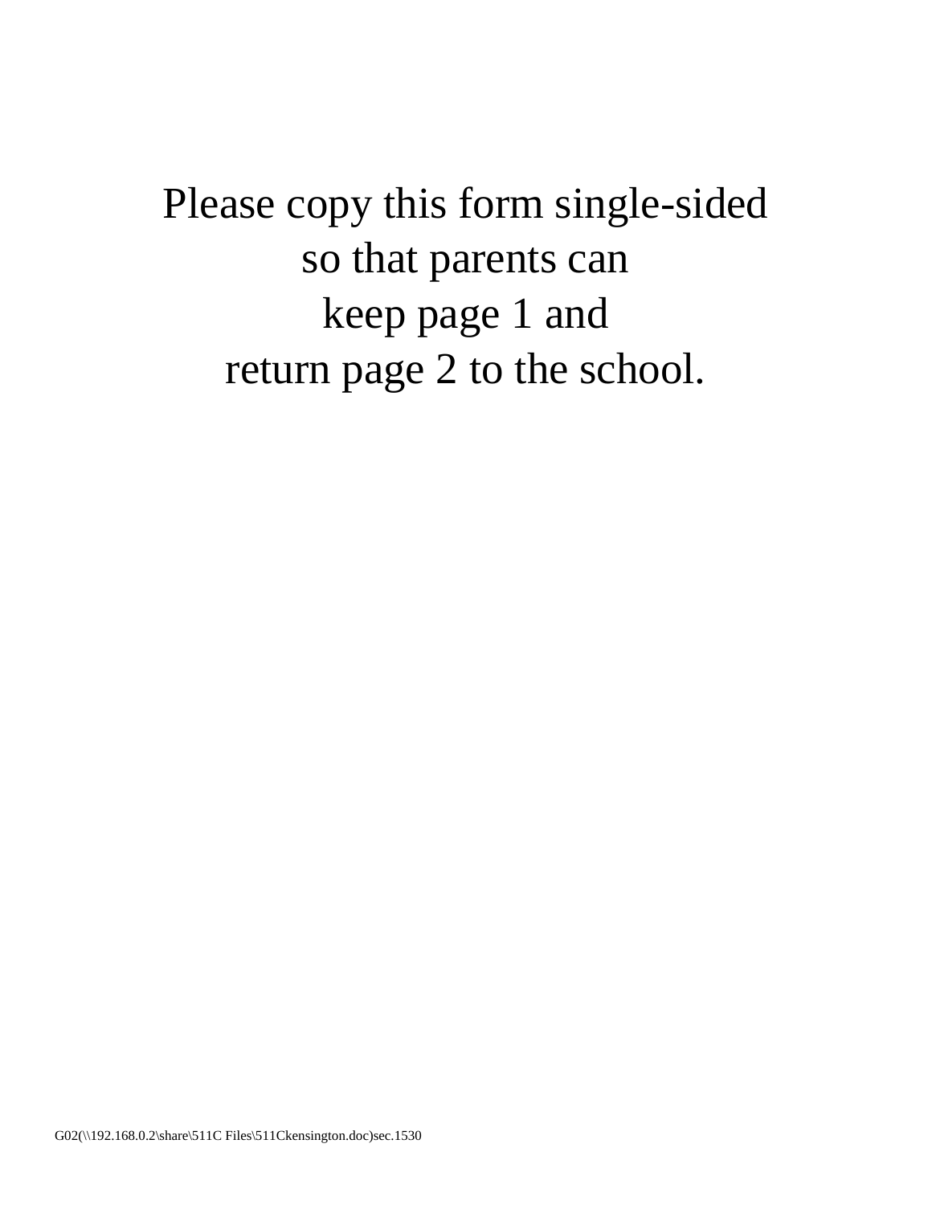Please copy this form single-sided
so that parents can
keep page 1 and
return page 2 to the school.